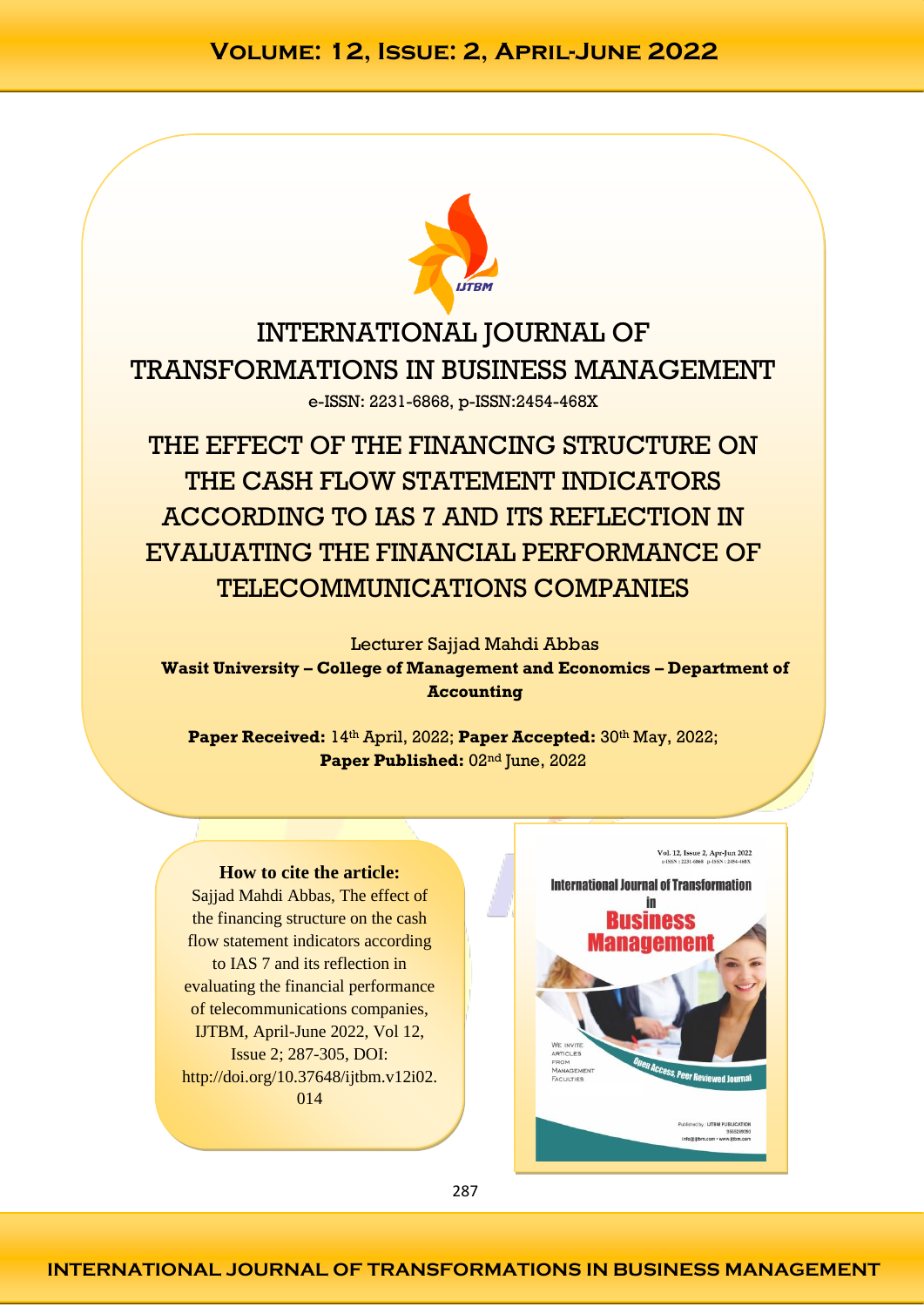# INTERNATIONAL JOURNAL OF TRANSFORMATIONS IN BUSINESS MANAGEMENT

e-ISSN: 2231-6868, p-ISSN:2454-468X

# THE EFFECT OF THE FINANCING STRUCTURE ON THE CASH FLOW STATEMENT INDICATORS ACCORDING TO IAS 7 AND ITS REFLECTION IN EVALUATING THE FINANCIAL PERFORMANCE OF TELECOMMUNICATIONS COMPANIES

Lecturer Sajjad Mahdi Abbas

**Wasit University – College of Management and Economics – Department of Accounting**

**Paper Received:** 14th April, 2022; **Paper Accepted:** 30th May, 2022; **Paper Published:** 02nd June, 2022

**How to cite the article:**

Sajjad Mahdi Abbas, The effect of the financing structure on the cash flow statement indicators according to IAS 7 and its reflection in evaluating the financial performance of telecommunications companies, IJTBM, April-June 2022, Vol 12, Issue 2; 287-305, DOI: http://doi.org/10.37648/ijtbm.v12i02.014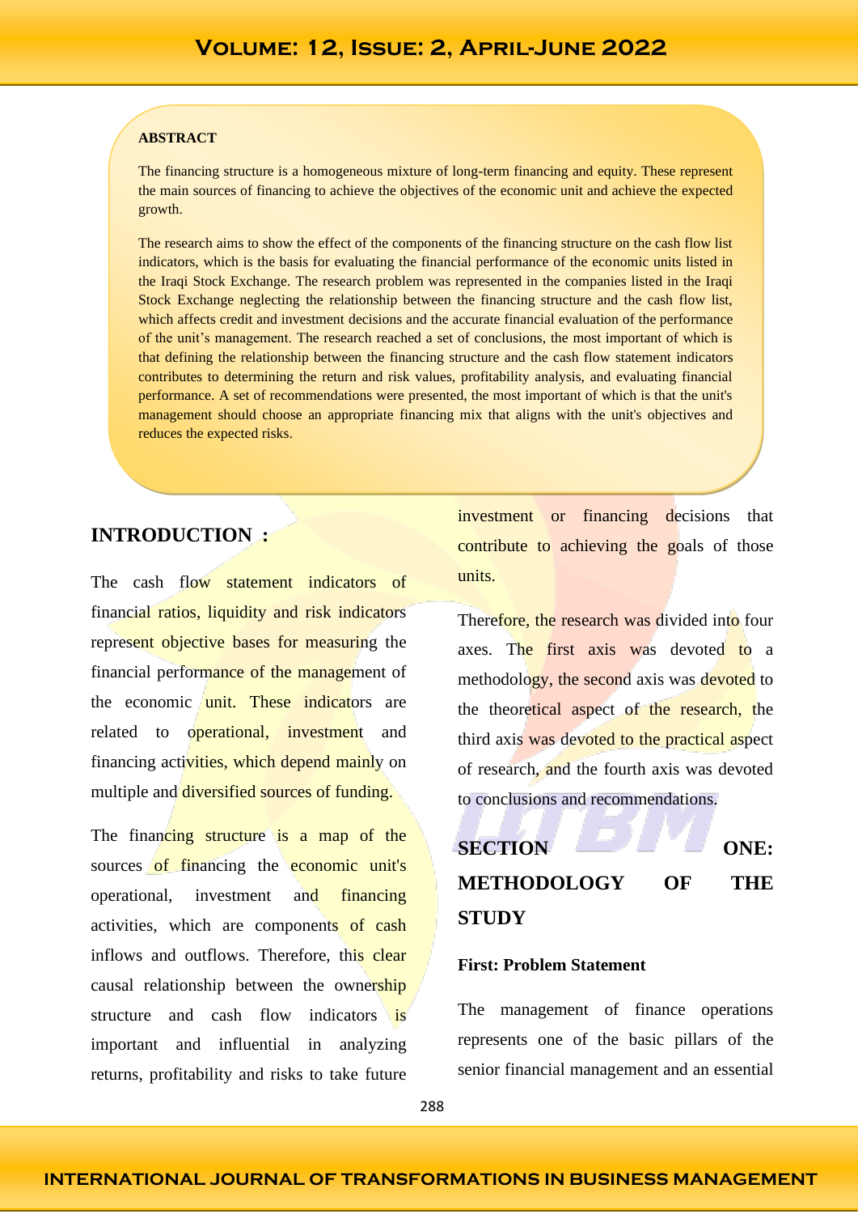**ABSTRACT**

The financing structure is a homogeneous mixture of long-term financing and equity. These represent the main sources of financing to achieve the objectives of the economic unit and achieve the expected growth.

The research aims to show the effect of the components of the financing structure on the cash flow list indicators, which is the basis for evaluating the financial performance of the economic units listed in the Iraqi Stock Exchange. The research problem was represented in the companies listed in the Iraqi Stock Exchange neglecting the relationship between the financing structure and the cash flow list, which affects credit and investment decisions and the accurate financial evaluation of the performance of the unit's management. The research reached a set of conclusions, the most important of which is that defining the relationship between the financing structure and the cash flow statement indicators contributes to determining the return and risk values, profitability analysis, and evaluating financial performance. A set of recommendations were presented, the most important of which is that the unit's management should choose an appropriate financing mix that aligns with the unit's objectives and reduces the expected risks.

## INTRODUCTION :

The cash flow statement indicators of financial ratios, liquidity and risk indicators represent objective bases for measuring the financial performance of the management of the economic unit. These indicators are related to operational, investment and financing activities, which depend mainly on multiple and diversified sources of funding.

The financing structure is a map of the sources of financing the economic unit's operational, investment and financing activities, which are components of cash inflows and outflows. Therefore, this clear causal relationship between the ownership structure and cash flow indicators is important and influential in analyzing returns, profitability and risks to take future investment or financing decisions that contribute to achieving the goals of those units.

Therefore, the research was divided into four axes. The first axis was devoted to a methodology, the second axis was devoted to the theoretical aspect of the research, the third axis was devoted to the practical aspect of research, and the fourth axis was devoted to conclusions and recommendations.

## SECTION ONE: METHODOLOGY OF THE STUDY

**First: Problem Statement**

The management of finance operations represents one of the basic pillars of the senior financial management and an essential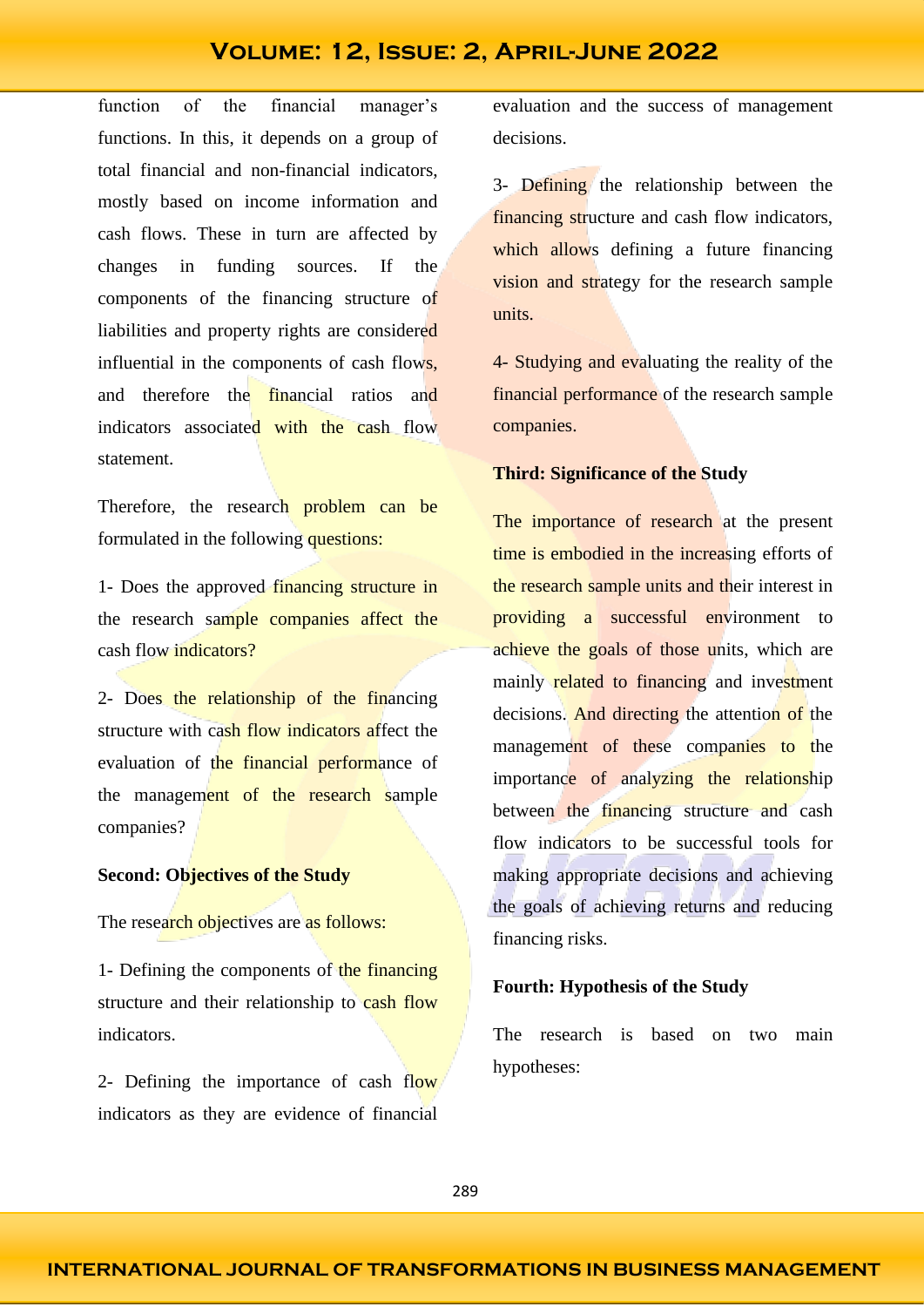function of the financial manager's functions. In this, it depends on a group of total financial and non-financial indicators, mostly based on income information and cash flows. These in turn are affected by changes in funding sources. If the components of the financing structure of liabilities and property rights are considered influential in the components of cash flows, and therefore the financial ratios and indicators associated with the cash flow statement.

Therefore, the research problem can be formulated in the following questions:

1- Does the approved financing structure in the research sample companies affect the cash flow indicators?

2- Does the relationship of the financing structure with cash flow indicators affect the evaluation of the financial performance of the management of the research sample companies?

**Second: Objectives of the Study**

The research objectives are as follows:

1- Defining the components of the financing structure and their relationship to cash flow indicators.

2- Defining the importance of cash flow indicators as they are evidence of financial evaluation and the success of management decisions.

3- Defining the relationship between the financing structure and cash flow indicators, which allows defining a future financing vision and strategy for the research sample units.

4- Studying and evaluating the reality of the financial performance of the research sample companies.

**Third: Significance of the Study**

The importance of research at the present time is embodied in the increasing efforts of the research sample units and their interest in providing a successful environment to achieve the goals of those units, which are mainly related to financing and investment decisions. And directing the attention of the management of these companies to the importance of analyzing the relationship between the financing structure and cash flow indicators to be successful tools for making appropriate decisions and achieving the goals of achieving returns and reducing financing risks.

**Fourth: Hypothesis of the Study**

The research is based on two main hypotheses: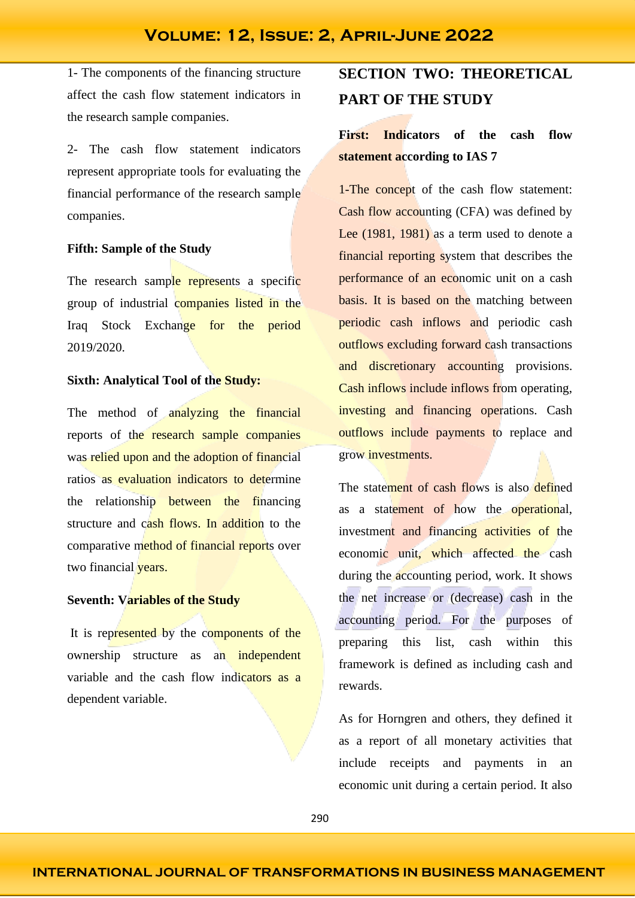1- The components of the financing structure affect the cash flow statement indicators in the research sample companies.

2- The cash flow statement indicators represent appropriate tools for evaluating the financial performance of the research sample companies.

**Fifth: Sample of the Study**

The research sample represents a specific group of industrial companies listed in the Iraq Stock Exchange for the period 2019/2020.

**Sixth: Analytical Tool of the Study:**

The method of analyzing the financial reports of the research sample companies was relied upon and the adoption of financial ratios as evaluation indicators to determine the relationship between the financing structure and cash flows. In addition to the comparative method of financial reports over two financial years.

**Seventh: Variables of the Study**

It is represented by the components of the ownership structure as an independent variable and the cash flow indicators as a dependent variable.

## SECTION TWO: THEORETICAL PART OF THE STUDY

### First: Indicators of the cash flow statement according to IAS 7

1-The concept of the cash flow statement: Cash flow accounting (CFA) was defined by Lee (1981, 1981) as a term used to denote a financial reporting system that describes the performance of an economic unit on a cash basis. It is based on the matching between periodic cash inflows and periodic cash outflows excluding forward cash transactions and discretionary accounting provisions. Cash inflows include inflows from operating, investing and financing operations. Cash outflows include payments to replace and grow investments.

The statement of cash flows is also defined as a statement of how the operational, investment and financing activities of the economic unit, which affected the cash during the accounting period, work. It shows the net increase or (decrease) cash in the accounting period. For the purposes of preparing this list, cash within this framework is defined as including cash and rewards.

As for Horngren and others, they defined it as a report of all monetary activities that include receipts and payments in an economic unit during a certain period. It also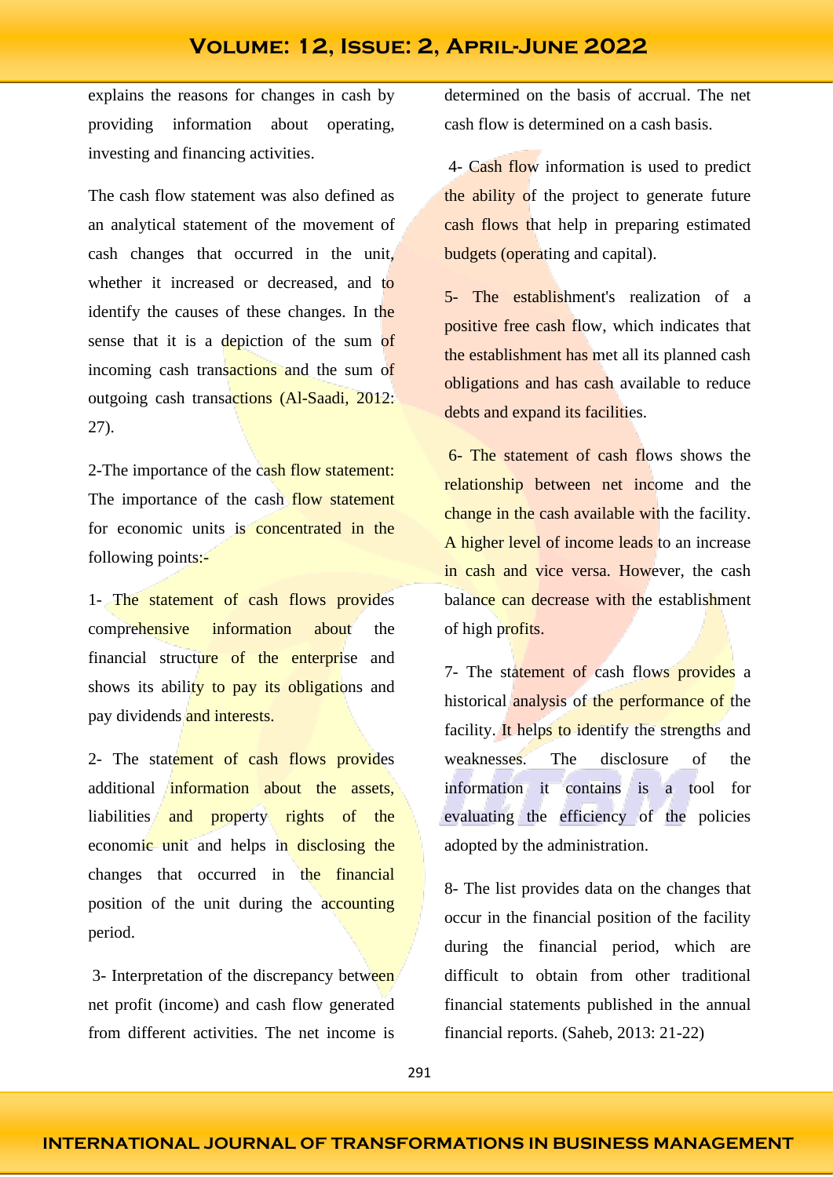explains the reasons for changes in cash by providing information about operating, investing and financing activities.

The cash flow statement was also defined as an analytical statement of the movement of cash changes that occurred in the unit, whether it increased or decreased, and to identify the causes of these changes. In the sense that it is a depiction of the sum of incoming cash transactions and the sum of outgoing cash transactions (Al-Saadi, 2012: 27).

2-The importance of the cash flow statement: The importance of the cash flow statement for economic units is concentrated in the following points:-

1- The statement of cash flows provides comprehensive information about the financial structure of the enterprise and shows its ability to pay its obligations and pay dividends and interests.

2- The statement of cash flows provides additional information about the assets, liabilities and property rights of the economic unit and helps in disclosing the changes that occurred in the financial position of the unit during the accounting period.

3- Interpretation of the discrepancy between net profit (income) and cash flow generated from different activities. The net income is determined on the basis of accrual. The net cash flow is determined on a cash basis.

4- Cash flow information is used to predict the ability of the project to generate future cash flows that help in preparing estimated budgets (operating and capital).

5- The establishment's realization of a positive free cash flow, which indicates that the establishment has met all its planned cash obligations and has cash available to reduce debts and expand its facilities.

6- The statement of cash flows shows the relationship between net income and the change in the cash available with the facility. A higher level of income leads to an increase in cash and vice versa. However, the cash balance can decrease with the establishment of high profits.

7- The statement of cash flows provides a historical analysis of the performance of the facility. It helps to identify the strengths and weaknesses. The disclosure of the information it contains is a tool for evaluating the efficiency of the policies adopted by the administration.

8- The list provides data on the changes that occur in the financial position of the facility during the financial period, which are difficult to obtain from other traditional financial statements published in the annual financial reports. (Saheb, 2013: 21-22)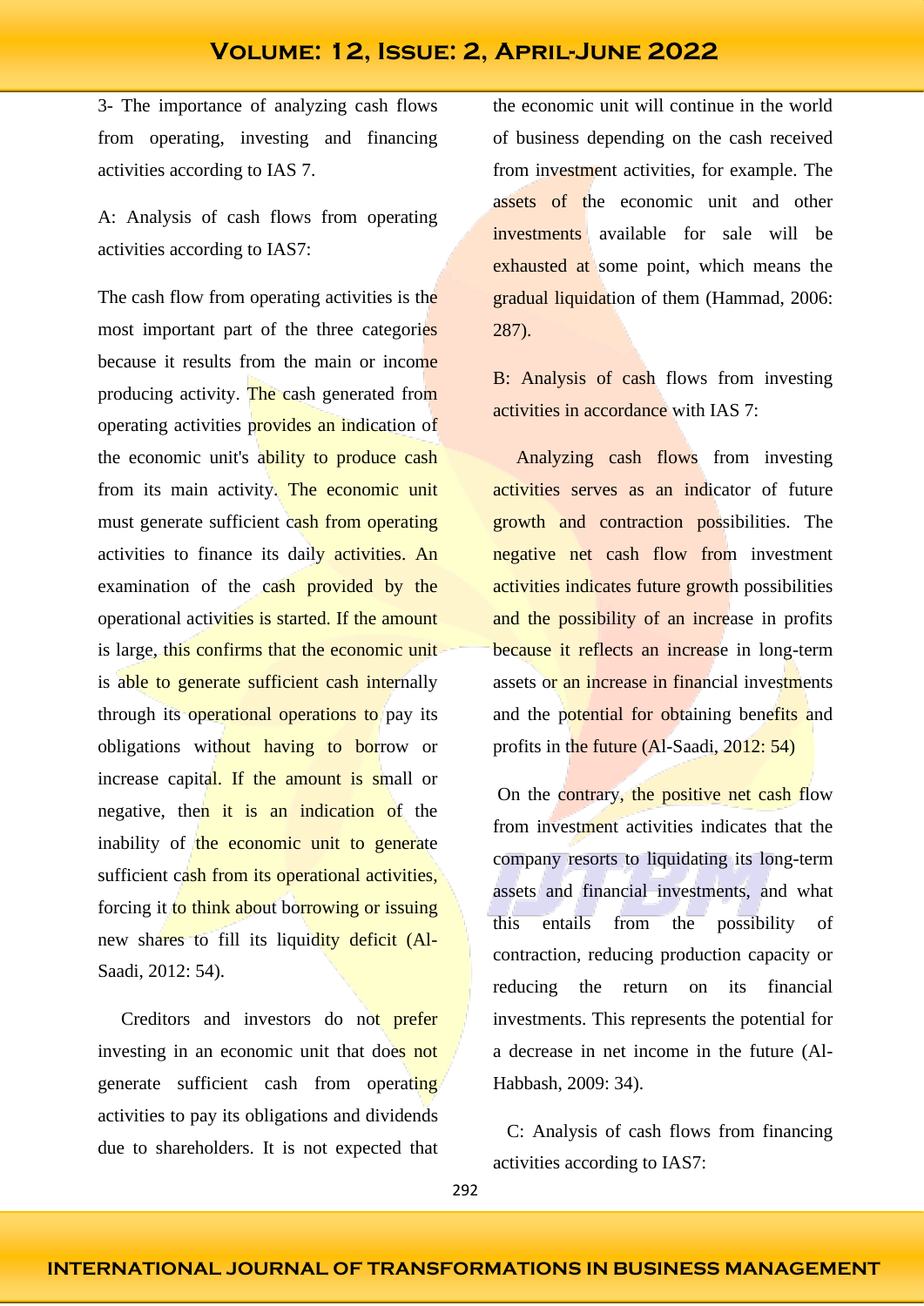3- The importance of analyzing cash flows from operating, investing and financing activities according to IAS 7.

A: Analysis of cash flows from operating activities according to IAS7:

The cash flow from operating activities is the most important part of the three categories because it results from the main or income producing activity. The cash generated from operating activities provides an indication of the economic unit's ability to produce cash from its main activity. The economic unit must generate sufficient cash from operating activities to finance its daily activities. An examination of the cash provided by the operational activities is started. If the amount is large, this confirms that the economic unit is able to generate sufficient cash internally through its operational operations to pay its obligations without having to borrow or increase capital. If the amount is small or negative, then it is an indication of the inability of the economic unit to generate sufficient cash from its operational activities, forcing it to think about borrowing or issuing new shares to fill its liquidity deficit (Al-Saadi, 2012: 54).

Creditors and investors do not prefer investing in an economic unit that does not generate sufficient cash from operating activities to pay its obligations and dividends due to shareholders. It is not expected that the economic unit will continue in the world of business depending on the cash received from investment activities, for example. The assets of the economic unit and other investments available for sale will be exhausted at some point, which means the gradual liquidation of them (Hammad, 2006: 287).

B: Analysis of cash flows from investing activities in accordance with IAS 7:

Analyzing cash flows from investing activities serves as an indicator of future growth and contraction possibilities. The negative net cash flow from investment activities indicates future growth possibilities and the possibility of an increase in profits because it reflects an increase in long-term assets or an increase in financial investments and the potential for obtaining benefits and profits in the future (Al-Saadi, 2012: 54)

On the contrary, the positive net cash flow from investment activities indicates that the company resorts to liquidating its long-term assets and financial investments, and what this entails from the possibility of contraction, reducing production capacity or reducing the return on its financial investments. This represents the potential for a decrease in net income in the future (Al-Habbash, 2009: 34).

C: Analysis of cash flows from financing activities according to IAS7: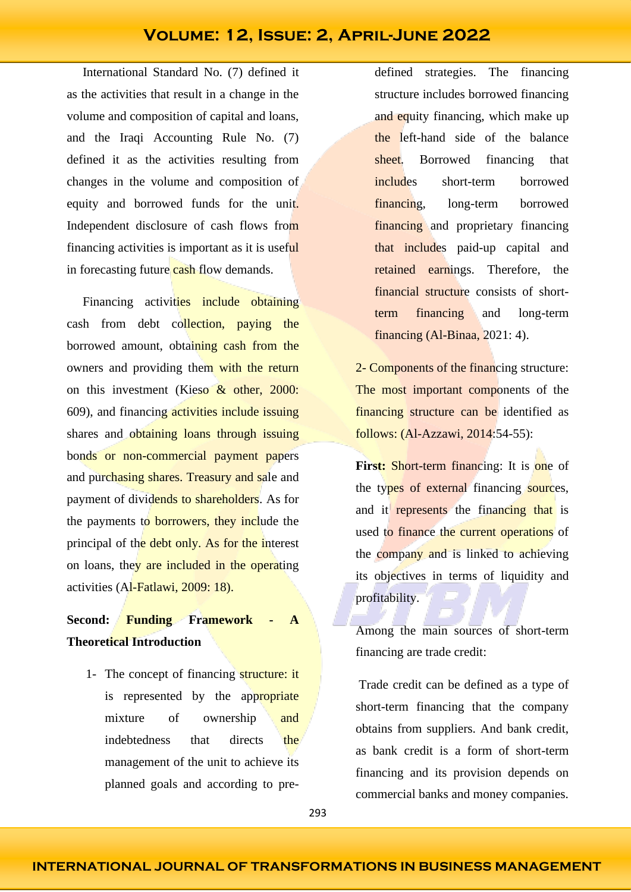International Standard No. (7) defined it as the activities that result in a change in the volume and composition of capital and loans, and the Iraqi Accounting Rule No. (7) defined it as the activities resulting from changes in the volume and composition of equity and borrowed funds for the unit. Independent disclosure of cash flows from financing activities is important as it is useful in forecasting future cash flow demands.

Financing activities include obtaining cash from debt collection, paying the borrowed amount, obtaining cash from the owners and providing them with the return on this investment (Kieso & other, 2000: 609), and financing activities include issuing shares and obtaining loans through issuing bonds or non-commercial payment papers and purchasing shares. Treasury and sale and payment of dividends to shareholders. As for the payments to borrowers, they include the principal of the debt only. As for the interest on loans, they are included in the operating activities (Al-Fatlawi, 2009: 18).

**Second: Funding Framework - A Theoretical Introduction**

1- The concept of financing structure: it is represented by the appropriate mixture of ownership and indebtedness that directs the management of the unit to achieve its planned goals and according to pre-defined strategies. The financing structure includes borrowed financing and equity financing, which make up the left-hand side of the balance sheet. Borrowed financing that includes short-term borrowed financing, long-term borrowed financing and proprietary financing that includes paid-up capital and retained earnings. Therefore, the financial structure consists of short-term financing and long-term financing (Al-Binaa, 2021: 4).

2- Components of the financing structure: The most important components of the financing structure can be identified as follows: (Al-Azzawi, 2014:54-55):

**First:** Short-term financing: It is one of the types of external financing sources, and it represents the financing that is used to finance the current operations of the company and is linked to achieving its objectives in terms of liquidity and profitability.

Among the main sources of short-term financing are trade credit:

Trade credit can be defined as a type of short-term financing that the company obtains from suppliers. And bank credit, as bank credit is a form of short-term financing and its provision depends on commercial banks and money companies.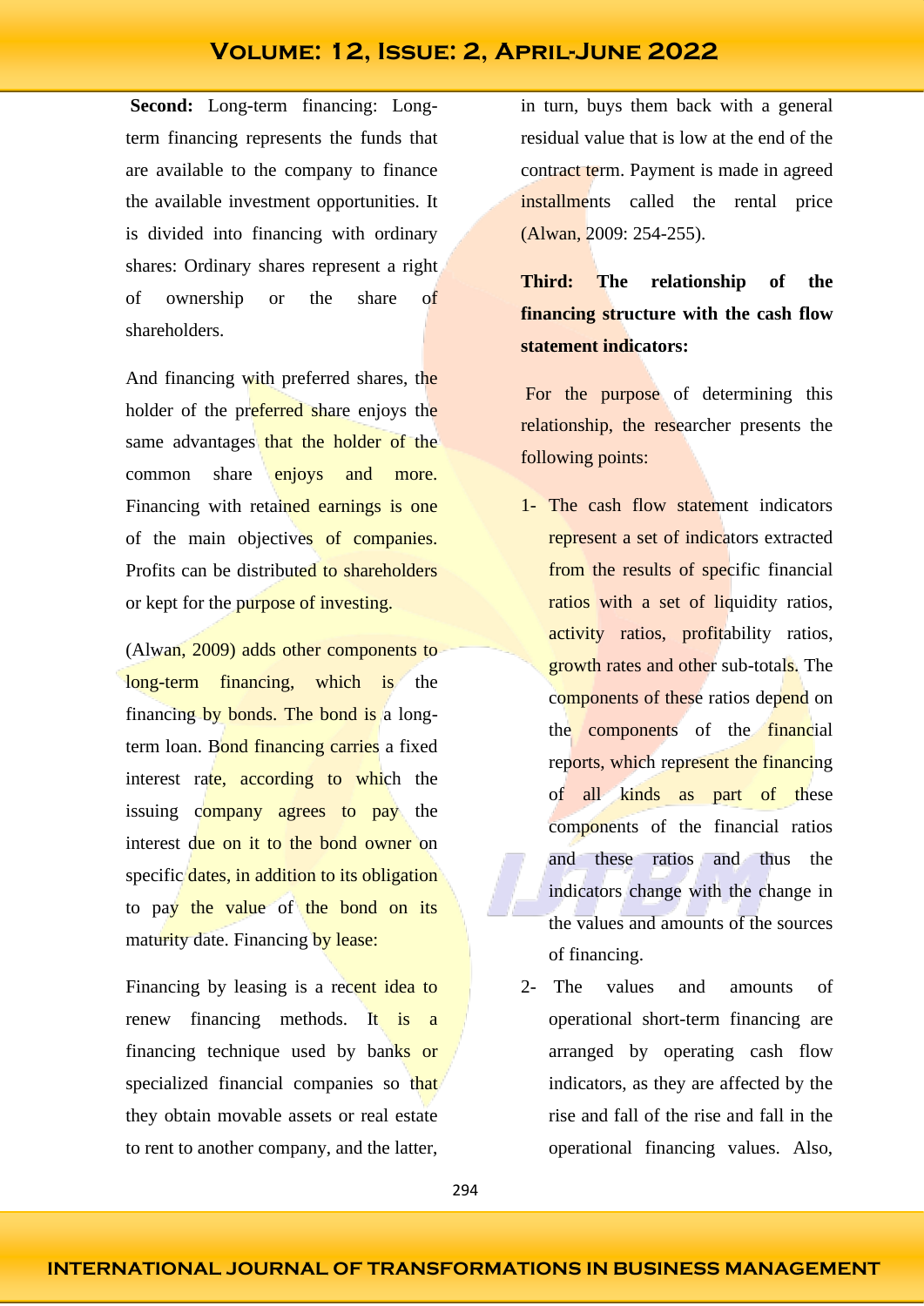**Second:** Long-term financing: Long-term financing represents the funds that are available to the company to finance the available investment opportunities. It is divided into financing with ordinary shares: Ordinary shares represent a right of ownership or the share of shareholders.

And financing with preferred shares, the holder of the preferred share enjoys the same advantages that the holder of the common share enjoys and more. Financing with retained earnings is one of the main objectives of companies. Profits can be distributed to shareholders or kept for the purpose of investing.

(Alwan, 2009) adds other components to long-term financing, which is the financing by bonds. The bond is a long-term loan. Bond financing carries a fixed interest rate, according to which the issuing company agrees to pay the interest due on it to the bond owner on specific dates, in addition to its obligation to pay the value of the bond on its maturity date. Financing by lease:

Financing by leasing is a recent idea to renew financing methods. It is a financing technique used by banks or specialized financial companies so that they obtain movable assets or real estate to rent to another company, and the latter, in turn, buys them back with a general residual value that is low at the end of the contract term. Payment is made in agreed installments called the rental price (Alwan, 2009: 254-255).

**Third: The relationship of the financing structure with the cash flow statement indicators:**

For the purpose of determining this relationship, the researcher presents the following points:

1- The cash flow statement indicators represent a set of indicators extracted from the results of specific financial ratios with a set of liquidity ratios, activity ratios, profitability ratios, growth rates and other sub-totals. The components of these ratios depend on the components of the financial reports, which represent the financing of all kinds as part of these components of the financial ratios and these ratios and thus the indicators change with the change in the values and amounts of the sources of financing.

2- The values and amounts of operational short-term financing are arranged by operating cash flow indicators, as they are affected by the rise and fall of the rise and fall in the operational financing values. Also,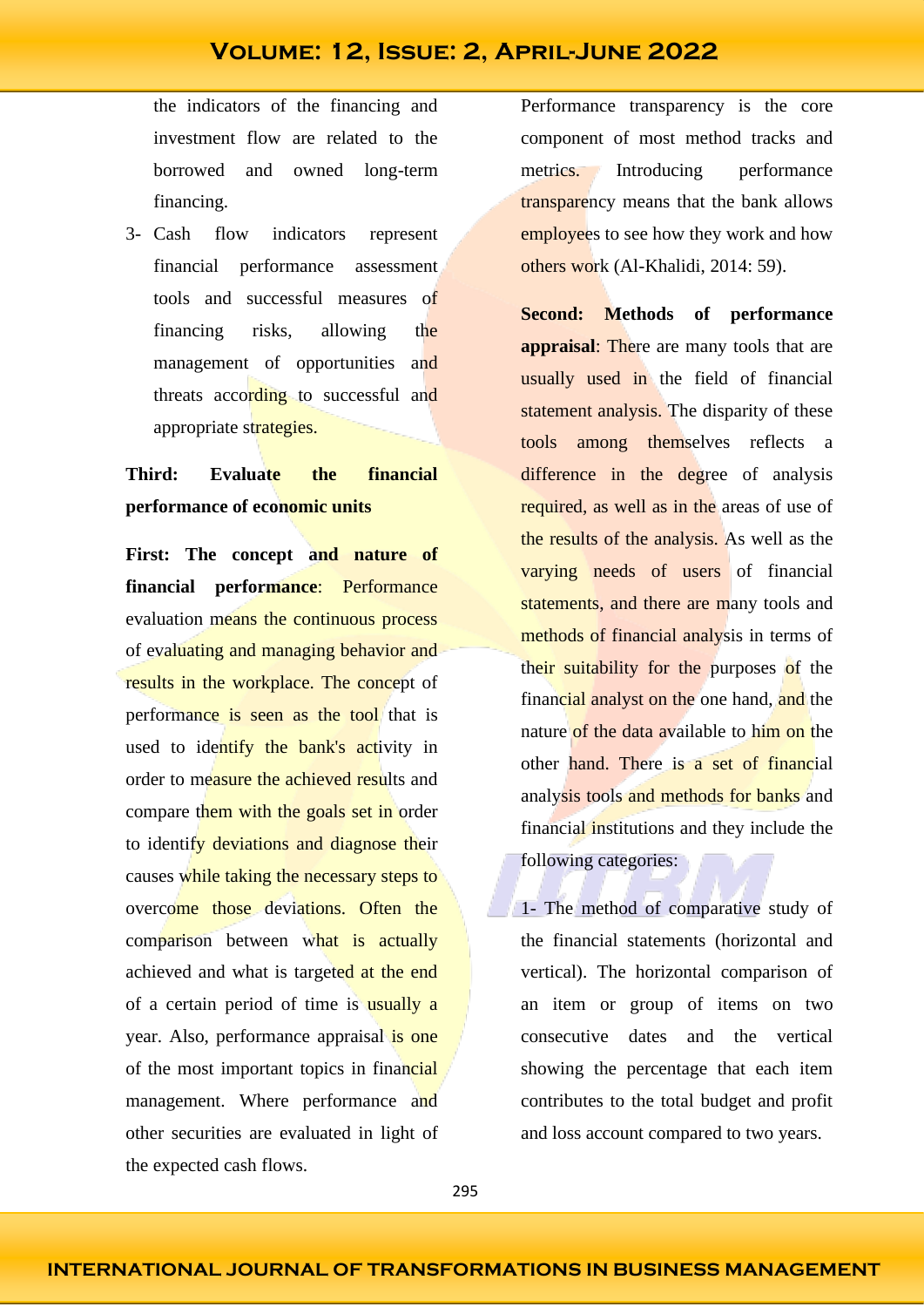the indicators of the financing and investment flow are related to the borrowed and owned long-term financing.

3- Cash flow indicators represent financial performance assessment tools and successful measures of financing risks, allowing the management of opportunities and threats according to successful and appropriate strategies.

**Third: Evaluate the financial performance of economic units**

**First: The concept and nature of financial performance**: Performance evaluation means the continuous process of evaluating and managing behavior and results in the workplace. The concept of performance is seen as the tool that is used to identify the bank's activity in order to measure the achieved results and compare them with the goals set in order to identify deviations and diagnose their causes while taking the necessary steps to overcome those deviations. Often the comparison between what is actually achieved and what is targeted at the end of a certain period of time is usually a year. Also, performance appraisal is one of the most important topics in financial management. Where performance and other securities are evaluated in light of the expected cash flows.

Performance transparency is the core component of most method tracks and metrics. Introducing performance transparency means that the bank allows employees to see how they work and how others work (Al-Khalidi, 2014: 59).

**Second: Methods of performance appraisal**: There are many tools that are usually used in the field of financial statement analysis. The disparity of these tools among themselves reflects a difference in the degree of analysis required, as well as in the areas of use of the results of the analysis. As well as the varying needs of users of financial statements, and there are many tools and methods of financial analysis in terms of their suitability for the purposes of the financial analyst on the one hand, and the nature of the data available to him on the other hand. There is a set of financial analysis tools and methods for banks and financial institutions and they include the following categories:

1- The method of comparative study of the financial statements (horizontal and vertical). The horizontal comparison of an item or group of items on two consecutive dates and the vertical showing the percentage that each item contributes to the total budget and profit and loss account compared to two years.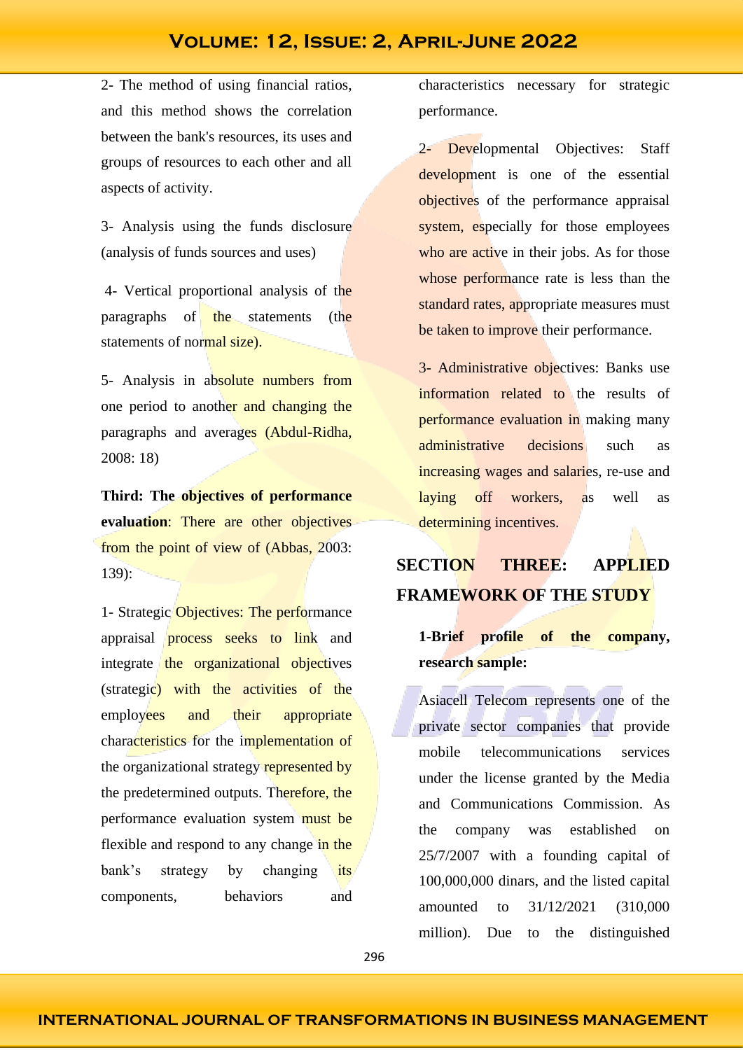2- The method of using financial ratios, and this method shows the correlation between the bank's resources, its uses and groups of resources to each other and all aspects of activity.

3- Analysis using the funds disclosure (analysis of funds sources and uses)

4- Vertical proportional analysis of the paragraphs of the statements (the statements of normal size).

5- Analysis in absolute numbers from one period to another and changing the paragraphs and averages (Abdul-Ridha, 2008: 18)

**Third: The objectives of performance evaluation**: There are other objectives from the point of view of (Abbas, 2003: 139):

1- Strategic Objectives: The performance appraisal process seeks to link and integrate the organizational objectives (strategic) with the activities of the employees and their appropriate characteristics for the implementation of the organizational strategy represented by the predetermined outputs. Therefore, the performance evaluation system must be flexible and respond to any change in the bank's strategy by changing its components, behaviors and characteristics necessary for strategic performance.

2- Developmental Objectives: Staff development is one of the essential objectives of the performance appraisal system, especially for those employees who are active in their jobs. As for those whose performance rate is less than the standard rates, appropriate measures must be taken to improve their performance.

3- Administrative objectives: Banks use information related to the results of performance evaluation in making many administrative decisions such as increasing wages and salaries, re-use and laying off workers, as well as determining incentives.

## SECTION THREE: APPLIED FRAMEWORK OF THE STUDY

**1-Brief profile of the company, research sample:**

Asiacell Telecom represents one of the private sector companies that provide mobile telecommunications services under the license granted by the Media and Communications Commission. As the company was established on 25/7/2007 with a founding capital of 100,000,000 dinars, and the listed capital amounted to 31/12/2021 (310,000 million). Due to the distinguished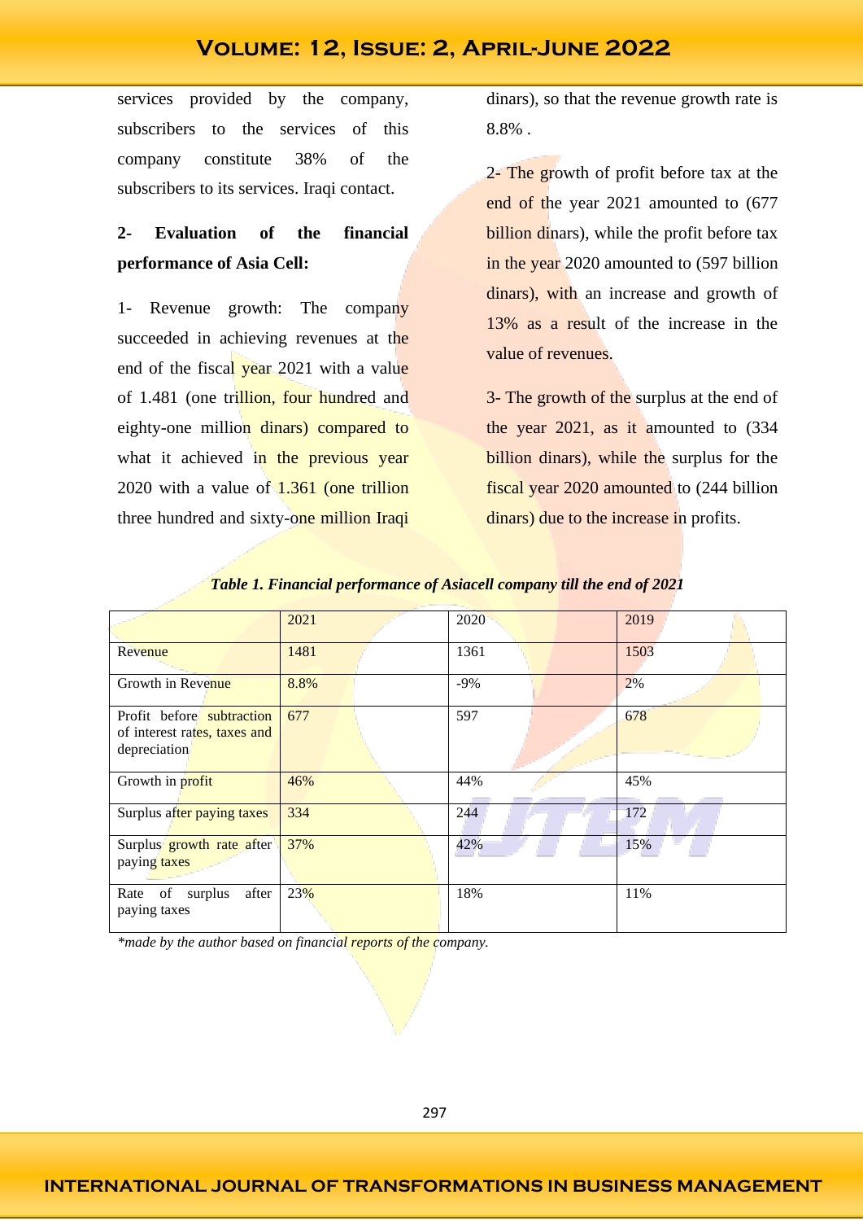services provided by the company, subscribers to the services of this company constitute 38% of the subscribers to its services. Iraqi contact.

**2- Evaluation of the financial performance of Asia Cell:**

1- Revenue growth: The company succeeded in achieving revenues at the end of the fiscal year 2021 with a value of 1.481 (one trillion, four hundred and eighty-one million dinars) compared to what it achieved in the previous year 2020 with a value of 1.361 (one trillion three hundred and sixty-one million Iraqi dinars), so that the revenue growth rate is 8.8% .

2- The growth of profit before tax at the end of the year 2021 amounted to (677 billion dinars), while the profit before tax in the year 2020 amounted to (597 billion dinars), with an increase and growth of 13% as a result of the increase in the value of revenues.

3- The growth of the surplus at the end of the year 2021, as it amounted to (334 billion dinars), while the surplus for the fiscal year 2020 amounted to (244 billion dinars) due to the increase in profits.

*Table 1. Financial performance of Asiacell company till the end of 2021*

| | 2021 | 2020 | 2019 |
|---|---|---|---|
| Revenue | 1481 | 1361 | 1503 |
| Growth in Revenue | 8.8% | -9% | 2% |
| Profit before subtraction of interest rates, taxes and depreciation | 677 | 597 | 678 |
| Growth in profit | 46% | 44% | 45% |
| Surplus after paying taxes | 334 | 244 | 172 |
| Surplus growth rate after paying taxes | 37% | 42% | 15% |
| Rate of surplus after paying taxes | 23% | 18% | 11% |

*\*made by the author based on financial reports of the company.*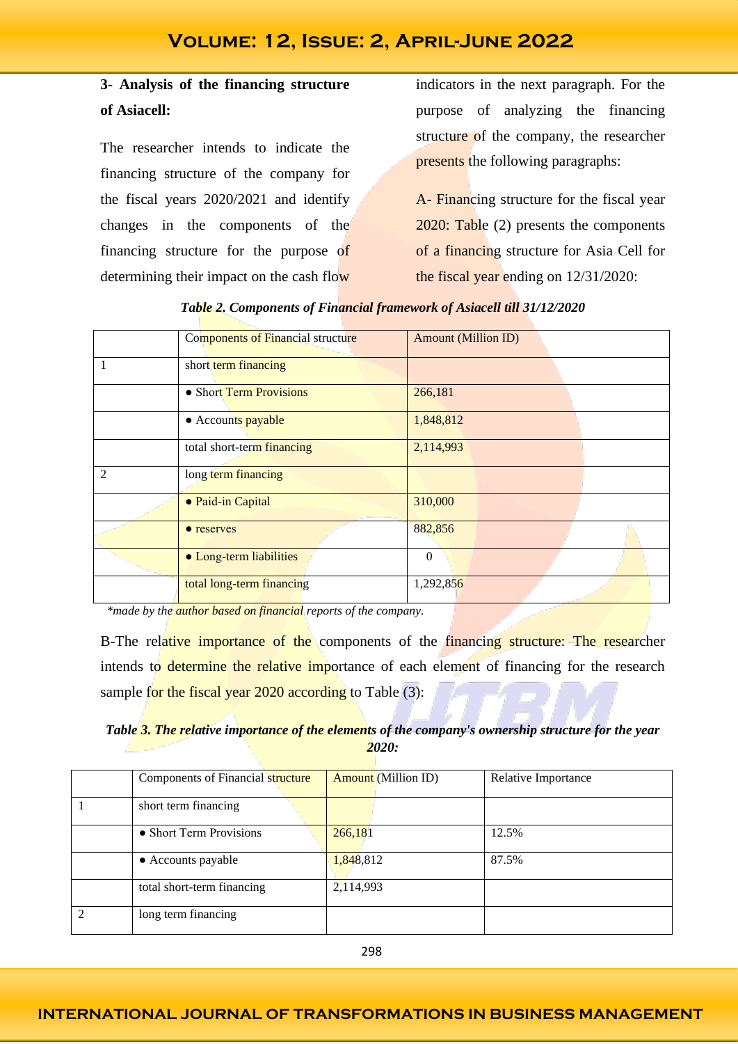**3- Analysis of the financing structure of Asiacell:**

The researcher intends to indicate the financing structure of the company for the fiscal years 2020/2021 and identify changes in the components of the financing structure for the purpose of determining their impact on the cash flow indicators in the next paragraph. For the purpose of analyzing the financing structure of the company, the researcher presents the following paragraphs:

A- Financing structure for the fiscal year 2020: Table (2) presents the components of a financing structure for Asia Cell for the fiscal year ending on 12/31/2020:

***Table 2. Components of Financial framework of Asiacell till 31/12/2020***

| | Components of Financial structure | Amount (Million ID) |
|---|---|---|
| 1 | short term financing | |
| | • Short Term Provisions | 266,181 |
| | • Accounts payable | 1,848,812 |
| | total short-term financing | 2,114,993 |
| 2 | long term financing | |
| | • Paid-in Capital | 310,000 |
| | • reserves | 882,856 |
| | • Long-term liabilities | 0 |
| | total long-term financing | 1,292,856 |

*\*made by the author based on financial reports of the company.*

B-The relative importance of the components of the financing structure: The researcher intends to determine the relative importance of each element of financing for the research sample for the fiscal year 2020 according to Table (3):

***Table 3. The relative importance of the elements of the company's ownership structure for the year 2020:***

| | Components of Financial structure | Amount (Million ID) | Relative Importance |
|---|---|---|---|
| 1 | short term financing | | |
| | • Short Term Provisions | 266,181 | 12.5% |
| | • Accounts payable | 1,848,812 | 87.5% |
| | total short-term financing | 2,114,993 | |
| 2 | long term financing | | |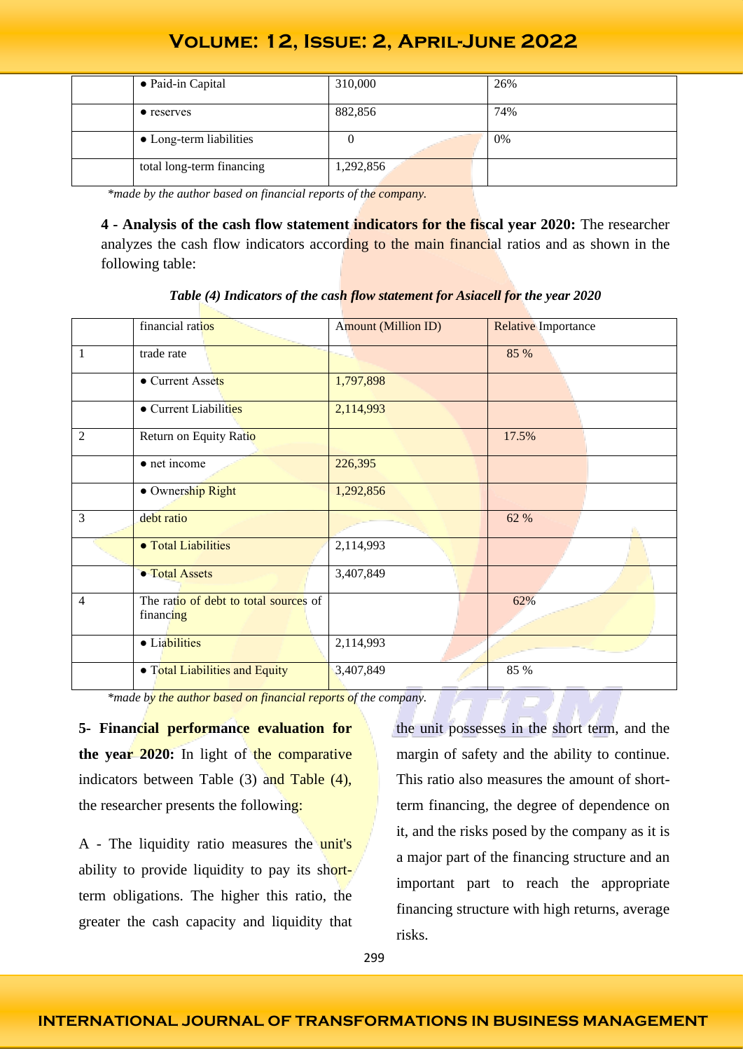|  | • Paid-in Capital | 310,000 | 26% |
|---|---|---|---|
|  | • reserves | 882,856 | 74% |
|  | • Long-term liabilities | 0 | 0% |
|  | total long-term financing | 1,292,856 |  |

*made by the author based on financial reports of the company.

**4 - Analysis of the cash flow statement indicators for the fiscal year 2020:** The researcher analyzes the cash flow indicators according to the main financial ratios and as shown in the following table:

***Table (4) Indicators of the cash flow statement for Asiacell for the year 2020***

|  | financial ratios | Amount (Million ID) | Relative Importance |
|---|---|---|---|
| 1 | trade rate |  | 85 % |
|  | • Current Assets | 1,797,898 |  |
|  | • Current Liabilities | 2,114,993 |  |
| 2 | Return on Equity Ratio |  | 17.5% |
|  | • net income | 226,395 |  |
|  | • Ownership Right | 1,292,856 |  |
| 3 | debt ratio |  | 62 % |
|  | • Total Liabilities | 2,114,993 |  |
|  | • Total Assets | 3,407,849 |  |
| 4 | The ratio of debt to total sources of financing |  | 62% |
|  | • Liabilities | 2,114,993 |  |
|  | • Total Liabilities and Equity | 3,407,849 | 85 % |

*made by the author based on financial reports of the company.

**5- Financial performance evaluation for the year 2020:** In light of the comparative indicators between Table (3) and Table (4), the researcher presents the following:

A - The liquidity ratio measures the unit's ability to provide liquidity to pay its short-term obligations. The higher this ratio, the greater the cash capacity and liquidity that the unit possesses in the short term, and the margin of safety and the ability to continue. This ratio also measures the amount of short-term financing, the degree of dependence on it, and the risks posed by the company as it is a major part of the financing structure and an important part to reach the appropriate financing structure with high returns, average risks.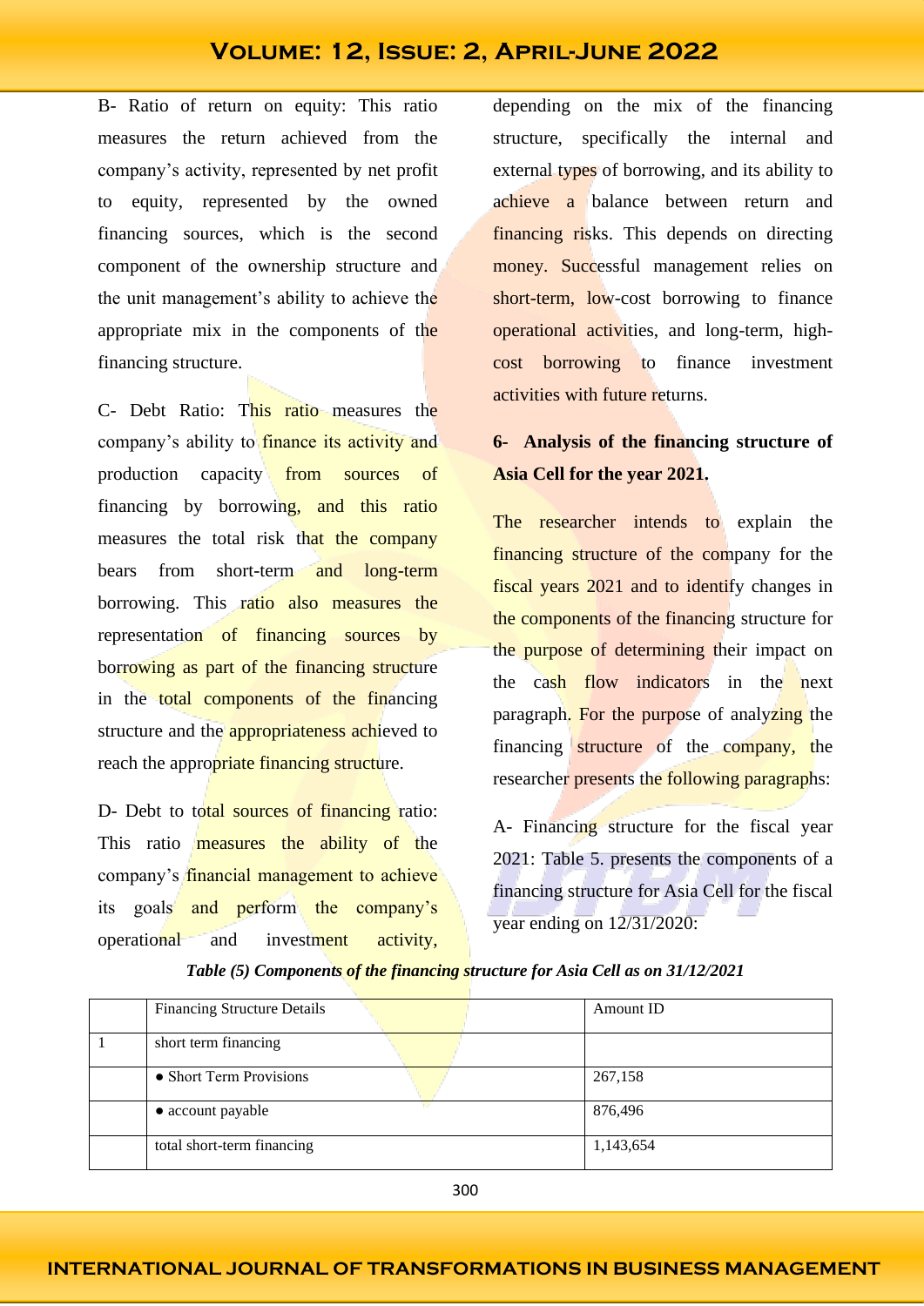B- Ratio of return on equity: This ratio measures the return achieved from the company's activity, represented by net profit to equity, represented by the owned financing sources, which is the second component of the ownership structure and the unit management's ability to achieve the appropriate mix in the components of the financing structure.

C- Debt Ratio: This ratio measures the company's ability to finance its activity and production capacity from sources of financing by borrowing, and this ratio measures the total risk that the company bears from short-term and long-term borrowing. This ratio also measures the representation of financing sources by borrowing as part of the financing structure in the total components of the financing structure and the appropriateness achieved to reach the appropriate financing structure.

D- Debt to total sources of financing ratio: This ratio measures the ability of the company's financial management to achieve its goals and perform the company's operational and investment activity, depending on the mix of the financing structure, specifically the internal and external types of borrowing, and its ability to achieve a balance between return and financing risks. This depends on directing money. Successful management relies on short-term, low-cost borrowing to finance operational activities, and long-term, high-cost borrowing to finance investment activities with future returns.

## 6- Analysis of the financing structure of Asia Cell for the year 2021.

The researcher intends to explain the financing structure of the company for the fiscal years 2021 and to identify changes in the components of the financing structure for the purpose of determining their impact on the cash flow indicators in the next paragraph. For the purpose of analyzing the financing structure of the company, the researcher presents the following paragraphs:

A- Financing structure for the fiscal year 2021: Table 5. presents the components of a financing structure for Asia Cell for the fiscal year ending on 12/31/2020:

*Table (5) Components of the financing structure for Asia Cell as on 31/12/2021*

| | Financing Structure Details | Amount ID |
|---|---|---|
| 1 | short term financing | |
| | ● Short Term Provisions | 267,158 |
| | ● account payable | 876,496 |
| | total short-term financing | 1,143,654 |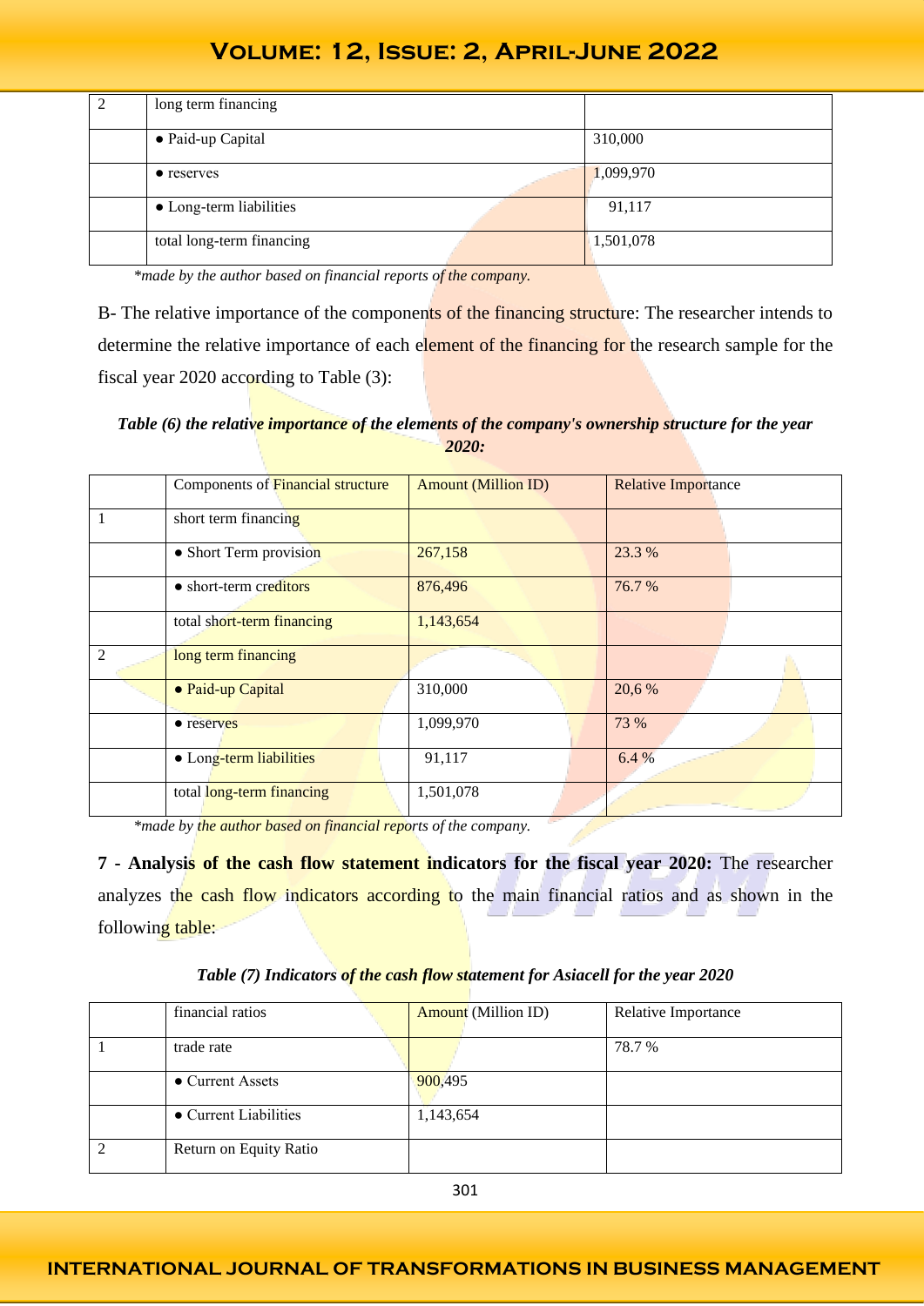| 2 | long term financing | |
|---|---|---|
| | ● Paid-up Capital | 310,000 |
| | ● reserves | 1,099,970 |
| | ● Long-term liabilities | 91,117 |
| | total long-term financing | 1,501,078 |

*made by the author based on financial reports of the company.*

B- The relative importance of the components of the financing structure: The researcher intends to determine the relative importance of each element of the financing for the research sample for the fiscal year 2020 according to Table (3):

***Table (6) the relative importance of the elements of the company's ownership structure for the year 2020:***

| | Components of Financial structure | Amount (Million ID) | Relative Importance |
|---|---|---|---|
| 1 | short term financing | | |
| | ● Short Term provision | 267,158 | 23.3 % |
| | ● short-term creditors | 876,496 | 76.7 % |
| | total short-term financing | 1,143,654 | |
| 2 | long term financing | | |
| | ● Paid-up Capital | 310,000 | 20,6 % |
| | ● reserves | 1,099,970 | 73 % |
| | ● Long-term liabilities | 91,117 | 6.4 % |
| | total long-term financing | 1,501,078 | |

*made by the author based on financial reports of the company.*

**7 - Analysis of the cash flow statement indicators for the fiscal year 2020:** The researcher analyzes the cash flow indicators according to the main financial ratios and as shown in the following table:

***Table (7) Indicators of the cash flow statement for Asiacell for the year 2020***

| | financial ratios | Amount (Million ID) | Relative Importance |
|---|---|---|---|
| 1 | trade rate | | 78.7 % |
| | ● Current Assets | 900,495 | |
| | ● Current Liabilities | 1,143,654 | |
| 2 | Return on Equity Ratio | | |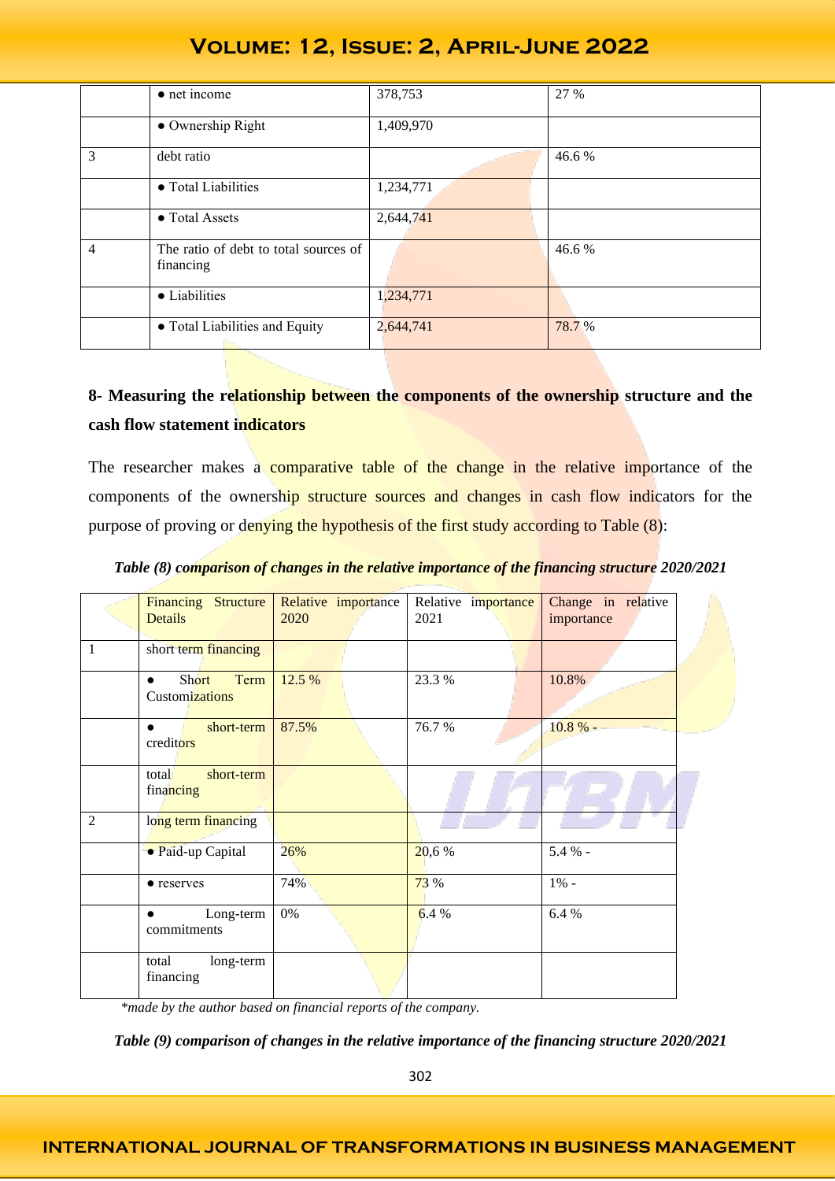|  | ● net income | 378,753 | 27 % |
|---|---|---|---|
|  | ● Ownership Right | 1,409,970 |  |
| 3 | debt ratio |  | 46.6 % |
|  | ● Total Liabilities | 1,234,771 |  |
|  | ● Total Assets | 2,644,741 |  |
| 4 | The ratio of debt to total sources of financing |  | 46.6 % |
|  | ● Liabilities | 1,234,771 |  |
|  | ● Total Liabilities and Equity | 2,644,741 | 78.7 % |

**8- Measuring the relationship between the components of the ownership structure and the cash flow statement indicators**

The researcher makes a comparative table of the change in the relative importance of the components of the ownership structure sources and changes in cash flow indicators for the purpose of proving or denying the hypothesis of the first study according to Table (8):

***Table (8) comparison of changes in the relative importance of the financing structure 2020/2021***

|  | Financing Structure Details | Relative importance 2020 | Relative importance 2021 | Change in relative importance |
|---|---|---|---|---|
| 1 | short term financing |  |  |  |
|  | ● Short Term Customizations | 12.5 % | 23.3 % | 10.8% |
|  | ● short-term creditors | 87.5% | 76.7 % | 10.8 % - |
|  | total short-term financing |  |  |  |
| 2 | long term financing |  |  |  |
|  | ● Paid-up Capital | 26% | 20,6 % | 5.4 % - |
|  | ● reserves | 74% | 73 % | 1% - |
|  | ● Long-term commitments | 0% | 6.4 % | 6.4 % |
|  | total long-term financing |  |  |  |

*\*made by the author based on financial reports of the company.*

***Table (9) comparison of changes in the relative importance of the financing structure 2020/2021***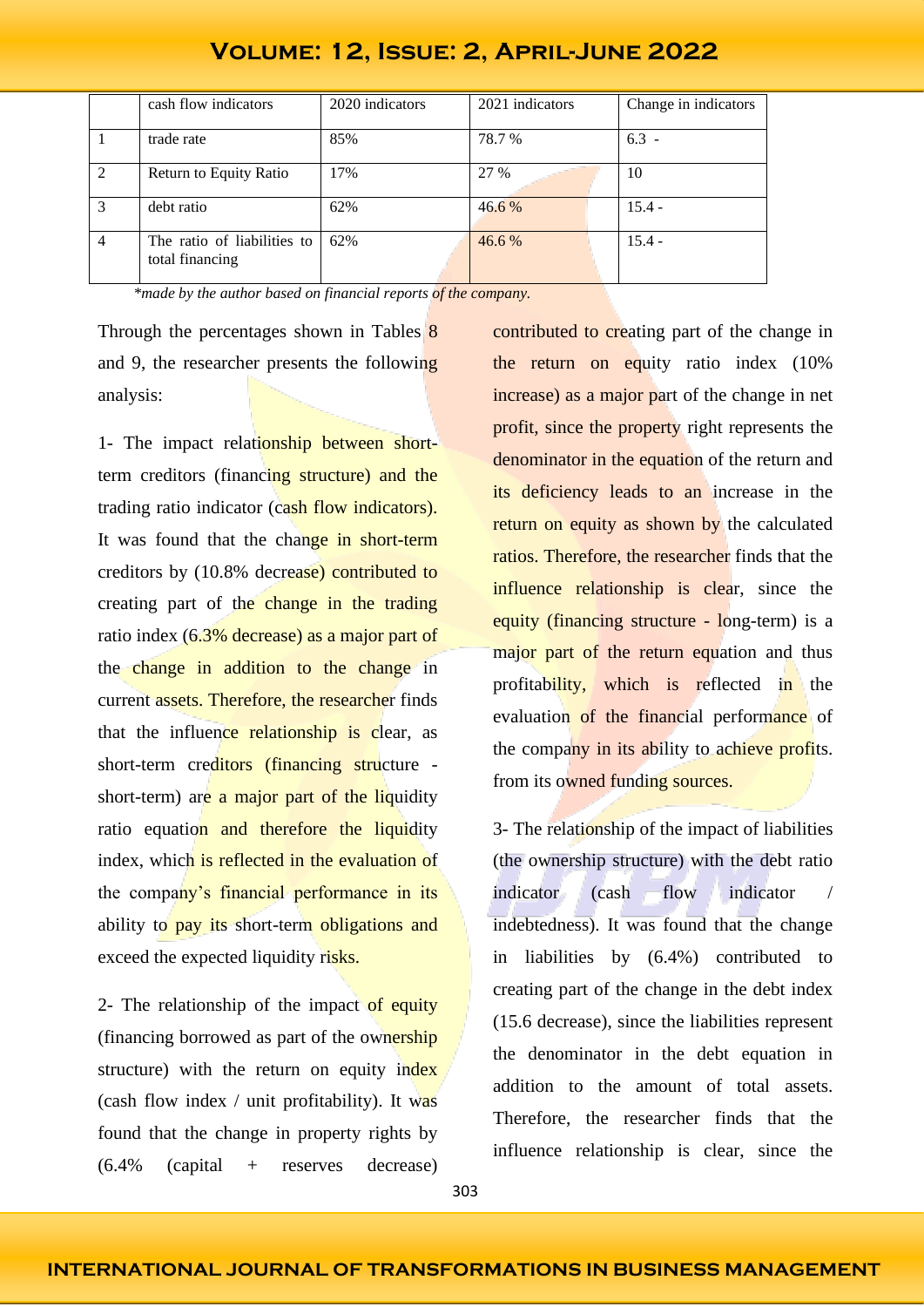| | cash flow indicators | 2020 indicators | 2021 indicators | Change in indicators |
|---|---|---|---|---|
| 1 | trade rate | 85% | 78.7 % | 6.3 - |
| 2 | Return to Equity Ratio | 17% | 27 % | 10 |
| 3 | debt ratio | 62% | 46.6 % | 15.4 - |
| 4 | The ratio of liabilities to total financing | 62% | 46.6 % | 15.4 - |

*\*made by the author based on financial reports of the company.*

Through the percentages shown in Tables 8 and 9, the researcher presents the following analysis:

1- The impact relationship between short-term creditors (financing structure) and the trading ratio indicator (cash flow indicators). It was found that the change in short-term creditors by (10.8% decrease) contributed to creating part of the change in the trading ratio index (6.3% decrease) as a major part of the change in addition to the change in current assets. Therefore, the researcher finds that the influence relationship is clear, as short-term creditors (financing structure - short-term) are a major part of the liquidity ratio equation and therefore the liquidity index, which is reflected in the evaluation of the company's financial performance in its ability to pay its short-term obligations and exceed the expected liquidity risks.

2- The relationship of the impact of equity (financing borrowed as part of the ownership structure) with the return on equity index (cash flow index / unit profitability). It was found that the change in property rights by (6.4% (capital + reserves decrease) contributed to creating part of the change in the return on equity ratio index (10% increase) as a major part of the change in net profit, since the property right represents the denominator in the equation of the return and its deficiency leads to an increase in the return on equity as shown by the calculated ratios. Therefore, the researcher finds that the influence relationship is clear, since the equity (financing structure - long-term) is a major part of the return equation and thus profitability, which is reflected in the evaluation of the financial performance of the company in its ability to achieve profits. from its owned funding sources.

3- The relationship of the impact of liabilities (the ownership structure) with the debt ratio indicator (cash flow indicator / indebtedness). It was found that the change in liabilities by (6.4%) contributed to creating part of the change in the debt index (15.6 decrease), since the liabilities represent the denominator in the debt equation in addition to the amount of total assets. Therefore, the researcher finds that the influence relationship is clear, since the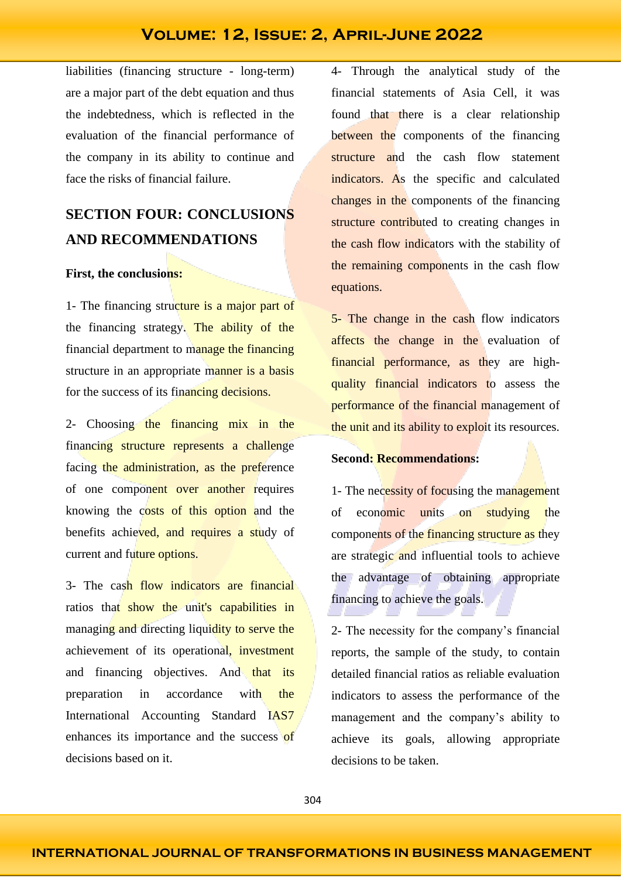liabilities (financing structure - long-term) are a major part of the debt equation and thus the indebtedness, which is reflected in the evaluation of the financial performance of the company in its ability to continue and face the risks of financial failure.

## SECTION FOUR: CONCLUSIONS AND RECOMMENDATIONS

**First, the conclusions:**

1- The financing structure is a major part of the financing strategy. The ability of the financial department to manage the financing structure in an appropriate manner is a basis for the success of its financing decisions.

2- Choosing the financing mix in the financing structure represents a challenge facing the administration, as the preference of one component over another requires knowing the costs of this option and the benefits achieved, and requires a study of current and future options.

3- The cash flow indicators are financial ratios that show the unit's capabilities in managing and directing liquidity to serve the achievement of its operational, investment and financing objectives. And that its preparation in accordance with the International Accounting Standard IAS7 enhances its importance and the success of decisions based on it.

4- Through the analytical study of the financial statements of Asia Cell, it was found that there is a clear relationship between the components of the financing structure and the cash flow statement indicators. As the specific and calculated changes in the components of the financing structure contributed to creating changes in the cash flow indicators with the stability of the remaining components in the cash flow equations.

5- The change in the cash flow indicators affects the change in the evaluation of financial performance, as they are high-quality financial indicators to assess the performance of the financial management of the unit and its ability to exploit its resources.

**Second: Recommendations:**

1- The necessity of focusing the management of economic units on studying the components of the financing structure as they are strategic and influential tools to achieve the advantage of obtaining appropriate financing to achieve the goals.

2- The necessity for the company's financial reports, the sample of the study, to contain detailed financial ratios as reliable evaluation indicators to assess the performance of the management and the company's ability to achieve its goals, allowing appropriate decisions to be taken.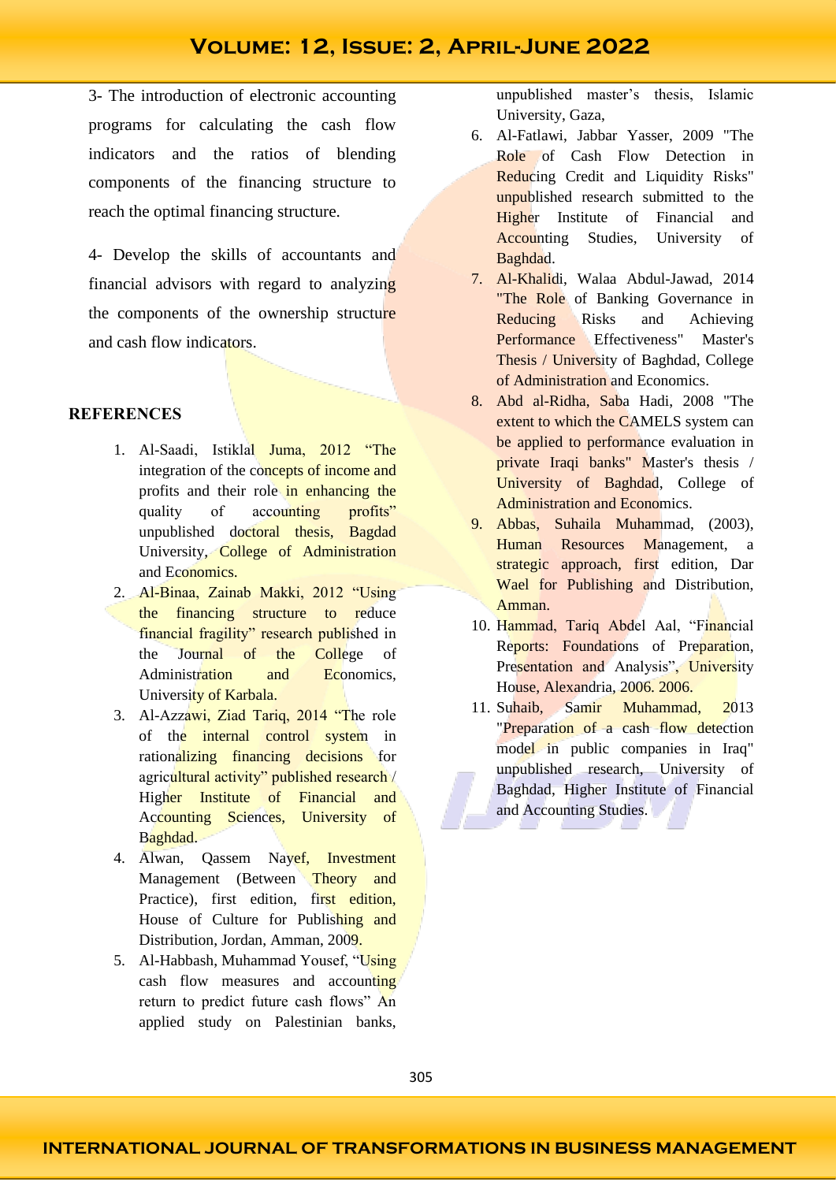3- The introduction of electronic accounting programs for calculating the cash flow indicators and the ratios of blending components of the financing structure to reach the optimal financing structure.

4- Develop the skills of accountants and financial advisors with regard to analyzing the components of the ownership structure and cash flow indicators.

## REFERENCES

1. Al-Saadi, Istiklal Juma, 2012 "The integration of the concepts of income and profits and their role in enhancing the quality of accounting profits" unpublished doctoral thesis, Bagdad University, College of Administration and Economics.
2. Al-Binaa, Zainab Makki, 2012 "Using the financing structure to reduce financial fragility" research published in the Journal of the College of Administration and Economics, University of Karbala.
3. Al-Azzawi, Ziad Tariq, 2014 "The role of the internal control system in rationalizing financing decisions for agricultural activity" published research / Higher Institute of Financial and Accounting Sciences, University of Baghdad.
4. Alwan, Qassem Nayef, Investment Management (Between Theory and Practice), first edition, first edition, House of Culture for Publishing and Distribution, Jordan, Amman, 2009.
5. Al-Habbash, Muhammad Yousef, "Using cash flow measures and accounting return to predict future cash flows" An applied study on Palestinian banks, unpublished master's thesis, Islamic University, Gaza,
6. Al-Fatlawi, Jabbar Yasser, 2009 "The Role of Cash Flow Detection in Reducing Credit and Liquidity Risks" unpublished research submitted to the Higher Institute of Financial and Accounting Studies, University of Baghdad.
7. Al-Khalidi, Walaa Abdul-Jawad, 2014 "The Role of Banking Governance in Reducing Risks and Achieving Performance Effectiveness" Master's Thesis / University of Baghdad, College of Administration and Economics.
8. Abd al-Ridha, Saba Hadi, 2008 "The extent to which the CAMELS system can be applied to performance evaluation in private Iraqi banks" Master's thesis / University of Baghdad, College of Administration and Economics.
9. Abbas, Suhaila Muhammad, (2003), Human Resources Management, a strategic approach, first edition, Dar Wael for Publishing and Distribution, Amman.
10. Hammad, Tariq Abdel Aal, "Financial Reports: Foundations of Preparation, Presentation and Analysis", University House, Alexandria, 2006. 2006.
11. Suhaib, Samir Muhammad, 2013 "Preparation of a cash flow detection model in public companies in Iraq" unpublished research, University of Baghdad, Higher Institute of Financial and Accounting Studies.